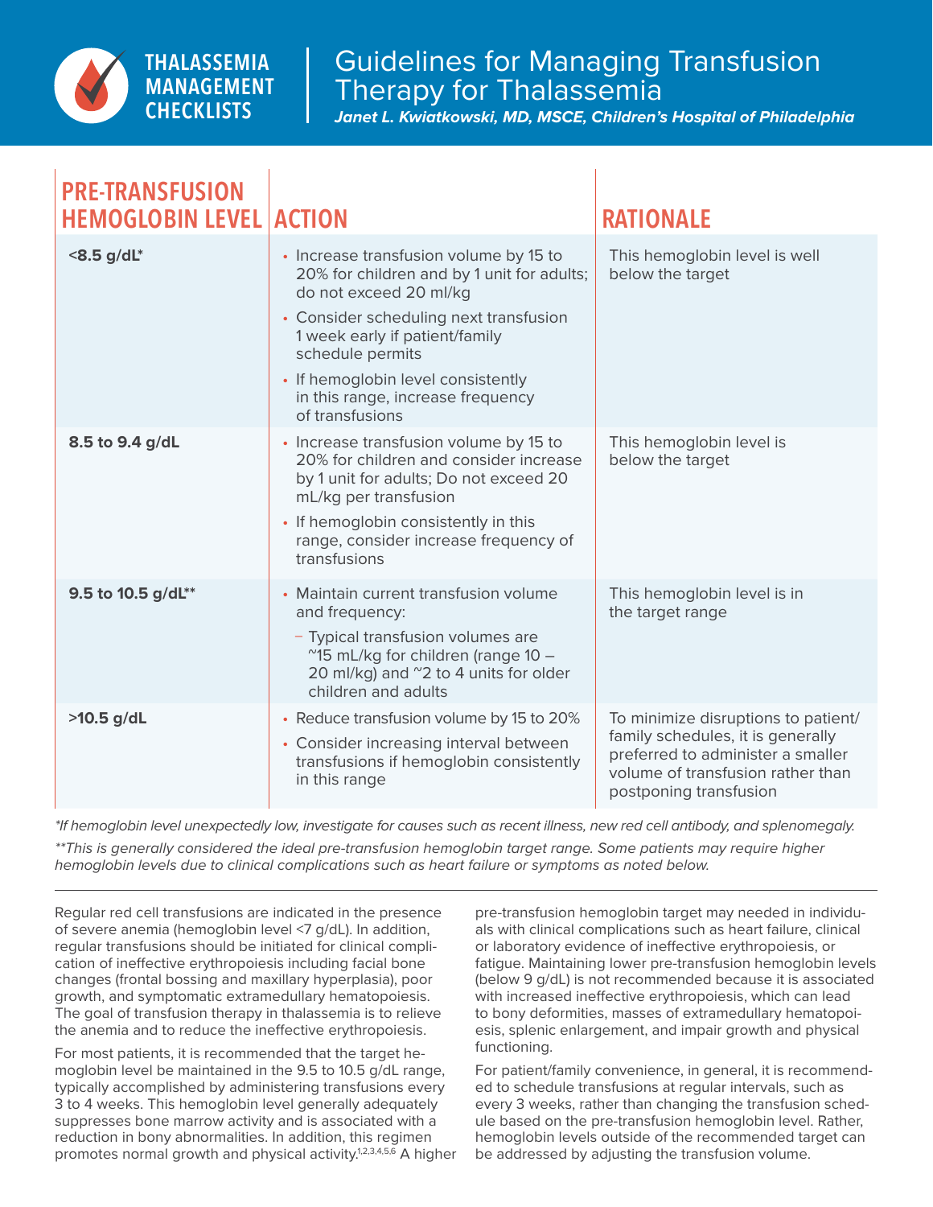THALASSEMIA MANAGEMENT CHECKLISTS

# Guidelines for Managing Transfusion Therapy for Thalassemia

***Janet L. Kwiatkowski, MD, MSCE, Children's Hospital of Philadelphia***

| PRE-TRANSFUSION HEMOGLOBIN LEVEL | ACTION | RATIONALE |
|---|---|---|
| **<8.5 g/dL*** | • Increase transfusion volume by 15 to 20% for children and by 1 unit for adults; do not exceed 20 ml/kg<br>• Consider scheduling next transfusion 1 week early if patient/family schedule permits<br>• If hemoglobin level consistently in this range, increase frequency of transfusions | This hemoglobin level is well below the target |
| **8.5 to 9.4 g/dL** | • Increase transfusion volume by 15 to 20% for children and consider increase by 1 unit for adults; Do not exceed 20 mL/kg per transfusion<br>• If hemoglobin consistently in this range, consider increase frequency of transfusions | This hemoglobin level is below the target |
| **9.5 to 10.5 g/dL**** | • Maintain current transfusion volume and frequency:<br>– Typical transfusion volumes are ~15 mL/kg for children (range 10 – 20 ml/kg) and ~2 to 4 units for older children and adults | This hemoglobin level is in the target range |
| **>10.5 g/dL** | • Reduce transfusion volume by 15 to 20%<br>• Consider increasing interval between transfusions if hemoglobin consistently in this range | To minimize disruptions to patient/family schedules, it is generally preferred to administer a smaller volume of transfusion rather than postponing transfusion |

*\*If hemoglobin level unexpectedly low, investigate for causes such as recent illness, new red cell antibody, and splenomegaly.*

*\*\*This is generally considered the ideal pre-transfusion hemoglobin target range. Some patients may require higher hemoglobin levels due to clinical complications such as heart failure or symptoms as noted below.*

---

Regular red cell transfusions are indicated in the presence of severe anemia (hemoglobin level <7 g/dL). In addition, regular transfusions should be initiated for clinical complication of ineffective erythropoiesis including facial bone changes (frontal bossing and maxillary hyperplasia), poor growth, and symptomatic extramedullary hematopoiesis. The goal of transfusion therapy in thalassemia is to relieve the anemia and to reduce the ineffective erythropoiesis.

For most patients, it is recommended that the target hemoglobin level be maintained in the 9.5 to 10.5 g/dL range, typically accomplished by administering transfusions every 3 to 4 weeks. This hemoglobin level generally adequately suppresses bone marrow activity and is associated with a reduction in bony abnormalities. In addition, this regimen promotes normal growth and physical activity.[1,2,3,4,5,6] A higher pre-transfusion hemoglobin target may needed in individuals with clinical complications such as heart failure, clinical or laboratory evidence of ineffective erythropoiesis, or fatigue. Maintaining lower pre-transfusion hemoglobin levels (below 9 g/dL) is not recommended because it is associated with increased ineffective erythropoiesis, which can lead to bony deformities, masses of extramedullary hematopoiesis, splenic enlargement, and impair growth and physical functioning.

For patient/family convenience, in general, it is recommended to schedule transfusions at regular intervals, such as every 3 weeks, rather than changing the transfusion schedule based on the pre-transfusion hemoglobin level. Rather, hemoglobin levels outside of the recommended target can be addressed by adjusting the transfusion volume.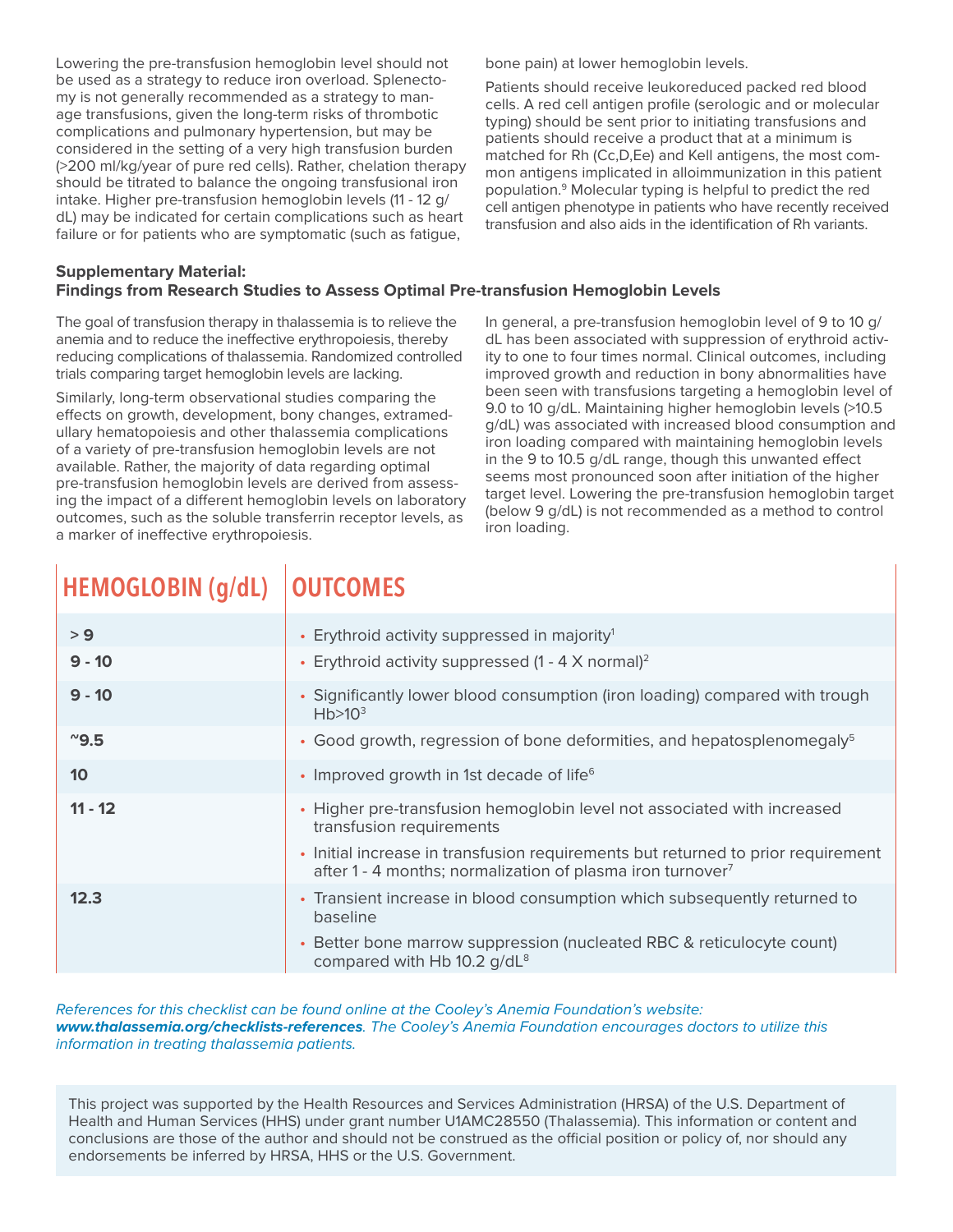Lowering the pre-transfusion hemoglobin level should not be used as a strategy to reduce iron overload. Splenectomy is not generally recommended as a strategy to manage transfusions, given the long-term risks of thrombotic complications and pulmonary hypertension, but may be considered in the setting of a very high transfusion burden (>200 ml/kg/year of pure red cells). Rather, chelation therapy should be titrated to balance the ongoing transfusional iron intake. Higher pre-transfusion hemoglobin levels (11 - 12 g/dL) may be indicated for certain complications such as heart failure or for patients who are symptomatic (such as fatigue, bone pain) at lower hemoglobin levels.

Patients should receive leukoreduced packed red blood cells. A red cell antigen profile (serologic and or molecular typing) should be sent prior to initiating transfusions and patients should receive a product that at a minimum is matched for Rh (Cc,D,Ee) and Kell antigens, the most common antigens implicated in alloimmunization in this patient population.[9] Molecular typing is helpful to predict the red cell antigen phenotype in patients who have recently received transfusion and also aids in the identification of Rh variants.

**Supplementary Material:**
**Findings from Research Studies to Assess Optimal Pre-transfusion Hemoglobin Levels**

The goal of transfusion therapy in thalassemia is to relieve the anemia and to reduce the ineffective erythropoiesis, thereby reducing complications of thalassemia. Randomized controlled trials comparing target hemoglobin levels are lacking.

Similarly, long-term observational studies comparing the effects on growth, development, bony changes, extramedullary hematopoiesis and other thalassemia complications of a variety of pre-transfusion hemoglobin levels are not available. Rather, the majority of data regarding optimal pre-transfusion hemoglobin levels are derived from assessing the impact of a different hemoglobin levels on laboratory outcomes, such as the soluble transferrin receptor levels, as a marker of ineffective erythropoiesis.

In general, a pre-transfusion hemoglobin level of 9 to 10 g/dL has been associated with suppression of erythroid activity to one to four times normal. Clinical outcomes, including improved growth and reduction in bony abnormalities have been seen with transfusions targeting a hemoglobin level of 9.0 to 10 g/dL. Maintaining higher hemoglobin levels (>10.5 g/dL) was associated with increased blood consumption and iron loading compared with maintaining hemoglobin levels in the 9 to 10.5 g/dL range, though this unwanted effect seems most pronounced soon after initiation of the higher target level. Lowering the pre-transfusion hemoglobin target (below 9 g/dL) is not recommended as a method to control iron loading.

| HEMOGLOBIN (g/dL) | OUTCOMES |
|---|---|
| > 9 | • Erythroid activity suppressed in majority[1] |
| 9 - 10 | • Erythroid activity suppressed (1 - 4 X normal)[2] |
| 9 - 10 | • Significantly lower blood consumption (iron loading) compared with trough Hb>10[3] |
| ~9.5 | • Good growth, regression of bone deformities, and hepatosplenomegaly[5] |
| 10 | • Improved growth in 1st decade of life[6] |
| 11 - 12 | • Higher pre-transfusion hemoglobin level not associated with increased transfusion requirements<br>• Initial increase in transfusion requirements but returned to prior requirement after 1 - 4 months; normalization of plasma iron turnover[7] |
| 12.3 | • Transient increase in blood consumption which subsequently returned to baseline<br>• Better bone marrow suppression (nucleated RBC & reticulocyte count) compared with Hb 10.2 g/dL[8] |

*References for this checklist can be found online at the Cooley's Anemia Foundation's website:* ***www.thalassemia.org/checklists-references****. The Cooley's Anemia Foundation encourages doctors to utilize this information in treating thalassemia patients.*

This project was supported by the Health Resources and Services Administration (HRSA) of the U.S. Department of Health and Human Services (HHS) under grant number U1AMC28550 (Thalassemia). This information or content and conclusions are those of the author and should not be construed as the official position or policy of, nor should any endorsements be inferred by HRSA, HHS or the U.S. Government.